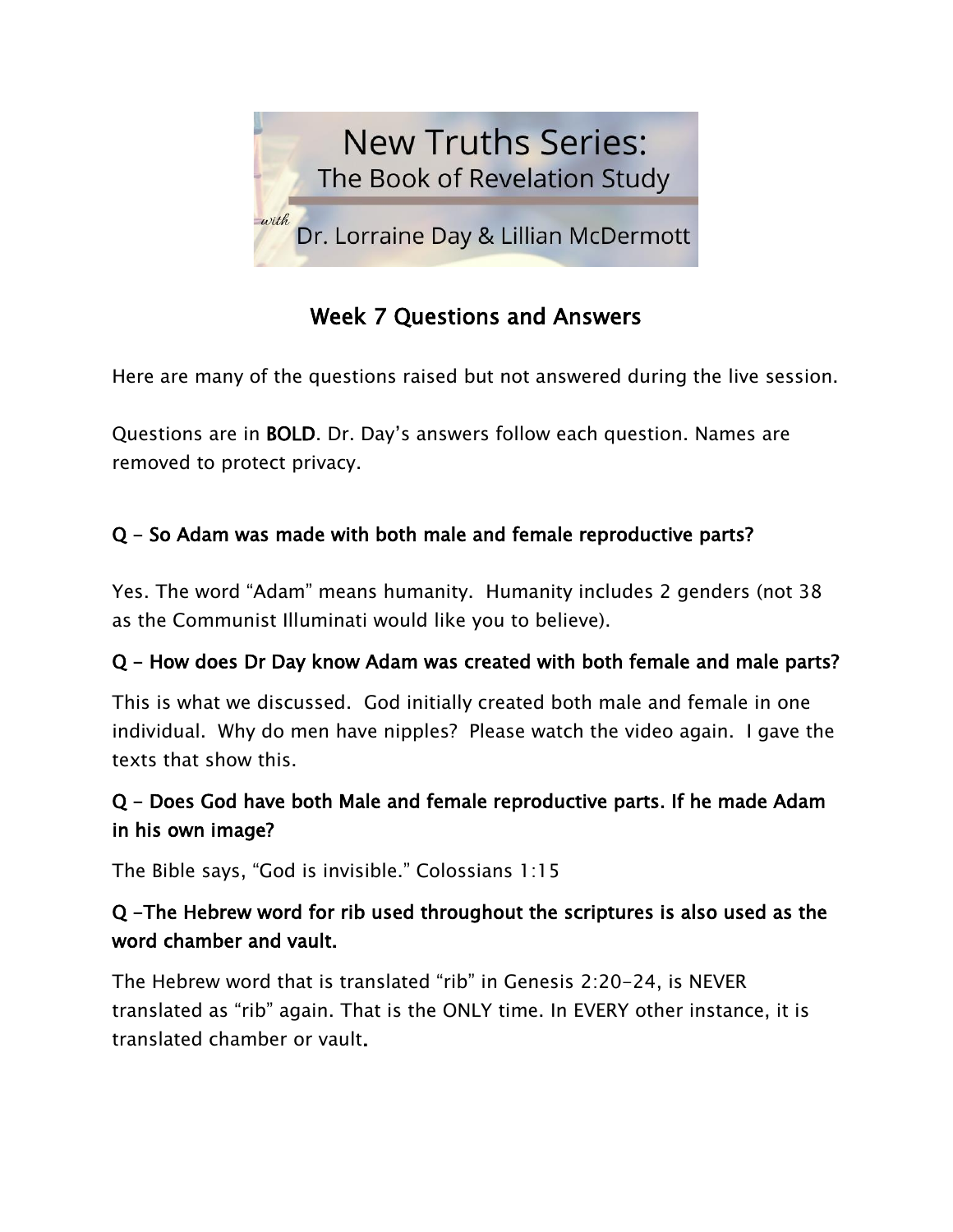# New Truths Series:
## The Book of Revelation Study

*with* Dr. Lorraine Day & Lillian McDermott

## Week 7 Questions and Answers

Here are many of the questions raised but not answered during the live session.

Questions are in **BOLD**. Dr. Day's answers follow each question. Names are removed to protect privacy.

**Q – So Adam was made with both male and female reproductive parts?**

Yes. The word "Adam" means humanity. Humanity includes 2 genders (not 38 as the Communist Illuminati would like you to believe).

**Q – How does Dr Day know Adam was created with both female and male parts?**

This is what we discussed. God initially created both male and female in one individual. Why do men have nipples? Please watch the video again. I gave the texts that show this.

**Q – Does God have both Male and female reproductive parts. If he made Adam in his own image?**

The Bible says, "God is invisible." Colossians 1:15

**Q –The Hebrew word for rib used throughout the scriptures is also used as the word chamber and vault.**

The Hebrew word that is translated "rib" in Genesis 2:20-24, is NEVER translated as "rib" again. That is the ONLY time. In EVERY other instance, it is translated chamber or vault.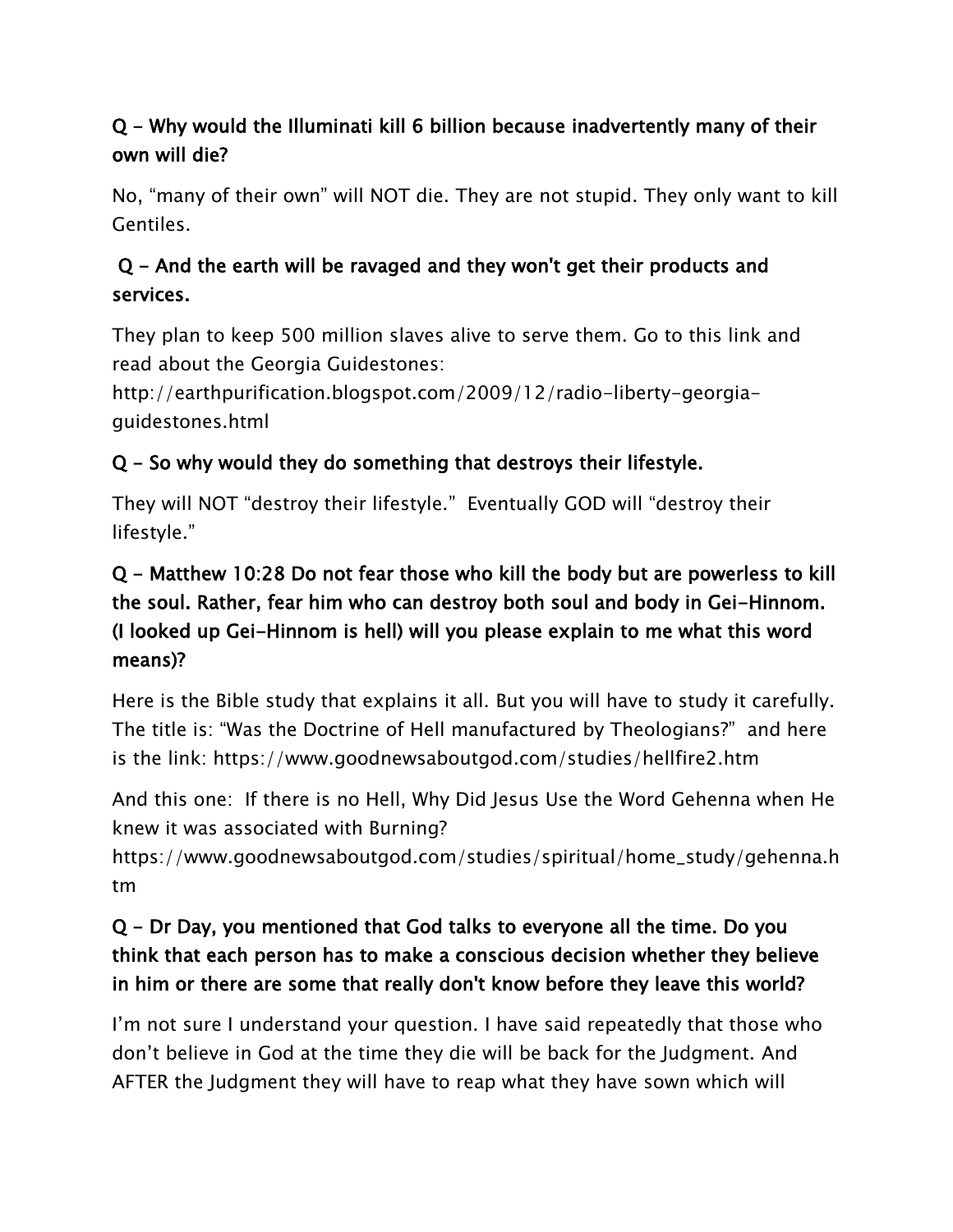**Q - Why would the Illuminati kill 6 billion because inadvertently many of their own will die?**

No, "many of their own" will NOT die. They are not stupid. They only want to kill Gentiles.

**Q - And the earth will be ravaged and they won't get their products and services.**

They plan to keep 500 million slaves alive to serve them. Go to this link and read about the Georgia Guidestones: http://earthpurification.blogspot.com/2009/12/radio-liberty-georgia-guidestones.html

**Q - So why would they do something that destroys their lifestyle.**

They will NOT "destroy their lifestyle." Eventually GOD will "destroy their lifestyle."

**Q - Matthew 10:28 Do not fear those who kill the body but are powerless to kill the soul. Rather, fear him who can destroy both soul and body in Gei-Hinnom. (I looked up Gei-Hinnom is hell) will you please explain to me what this word means)?**

Here is the Bible study that explains it all. But you will have to study it carefully. The title is: "Was the Doctrine of Hell manufactured by Theologians?" and here is the link: https://www.goodnewsaboutgod.com/studies/hellfire2.htm

And this one: If there is no Hell, Why Did Jesus Use the Word Gehenna when He knew it was associated with Burning? https://www.goodnewsaboutgod.com/studies/spiritual/home_study/gehenna.htm

**Q - Dr Day, you mentioned that God talks to everyone all the time. Do you think that each person has to make a conscious decision whether they believe in him or there are some that really don't know before they leave this world?**

I'm not sure I understand your question. I have said repeatedly that those who don't believe in God at the time they die will be back for the Judgment. And AFTER the Judgment they will have to reap what they have sown which will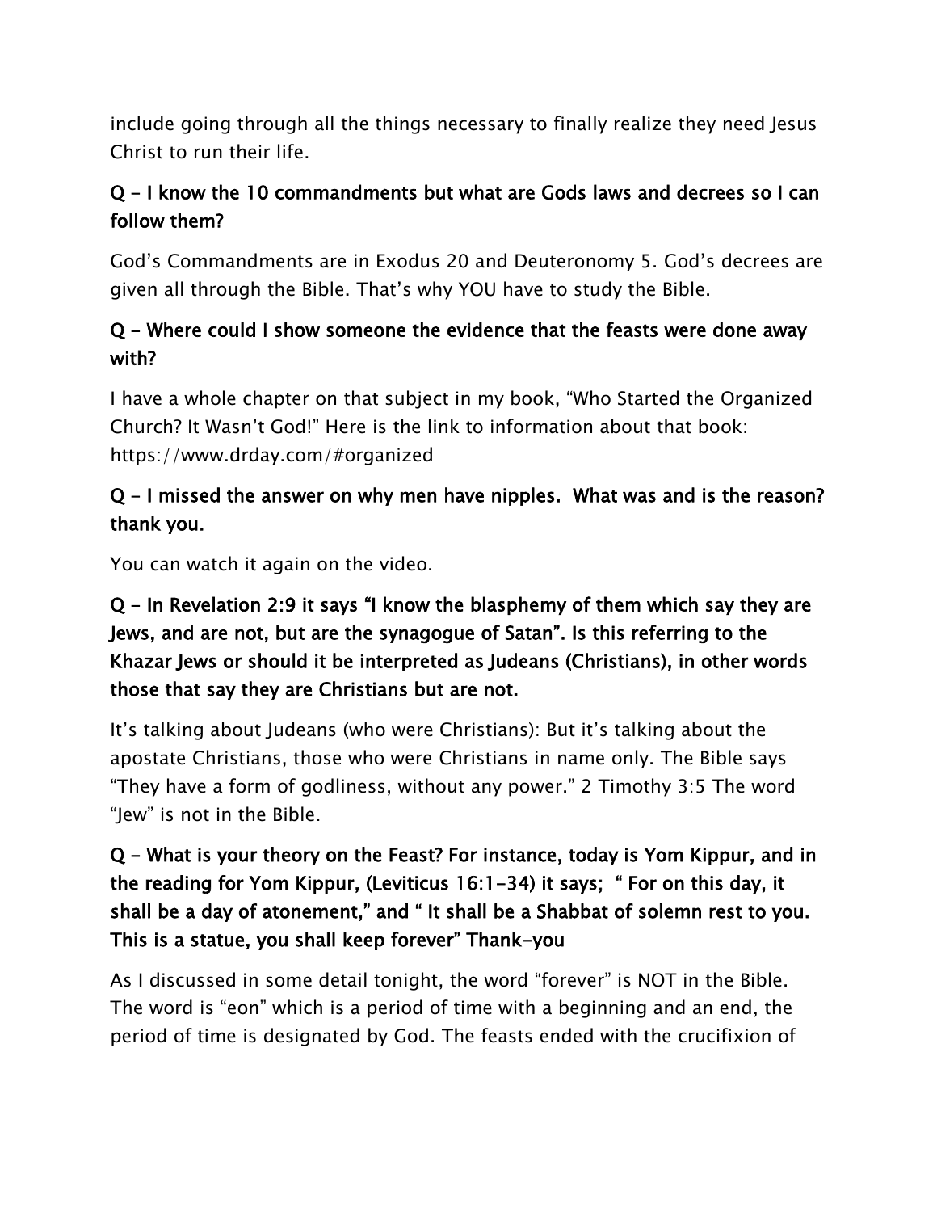include going through all the things necessary to finally realize they need Jesus Christ to run their life.

**Q – I know the 10 commandments but what are Gods laws and decrees so I can follow them?**

God's Commandments are in Exodus 20 and Deuteronomy 5. God's decrees are given all through the Bible. That's why YOU have to study the Bible.

**Q – Where could I show someone the evidence that the feasts were done away with?**

I have a whole chapter on that subject in my book, "Who Started the Organized Church? It Wasn't God!" Here is the link to information about that book: https://www.drday.com/#organized

**Q – I missed the answer on why men have nipples.  What was and is the reason? thank you.**

You can watch it again on the video.

**Q – In Revelation 2:9 it says "I know the blasphemy of them which say they are Jews, and are not, but are the synagogue of Satan". Is this referring to the Khazar Jews or should it be interpreted as Judeans (Christians), in other words those that say they are Christians but are not.**

It's talking about Judeans (who were Christians): But it's talking about the apostate Christians, those who were Christians in name only. The Bible says "They have a form of godliness, without any power." 2 Timothy 3:5 The word "Jew" is not in the Bible.

**Q – What is your theory on the Feast? For instance, today is Yom Kippur, and in the reading for Yom Kippur, (Leviticus 16:1-34) it says;  " For on this day, it shall be a day of atonement," and " It shall be a Shabbat of solemn rest to you. This is a statue, you shall keep forever" Thank-you**

As I discussed in some detail tonight, the word "forever" is NOT in the Bible. The word is "eon" which is a period of time with a beginning and an end, the period of time is designated by God. The feasts ended with the crucifixion of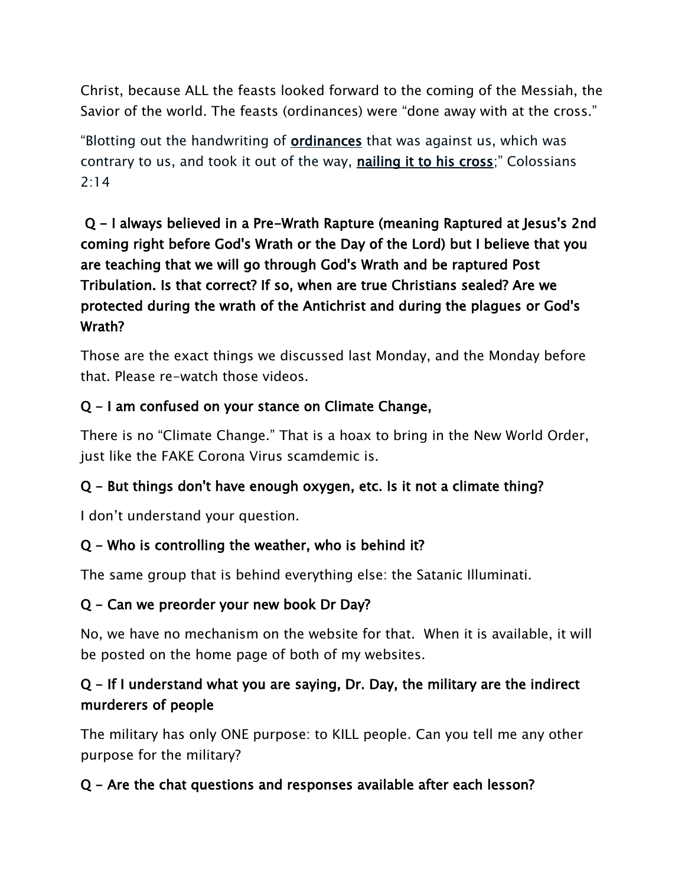Christ, because ALL the feasts looked forward to the coming of the Messiah, the Savior of the world. The feasts (ordinances) were "done away with at the cross."

"Blotting out the handwriting of **ordinances** that was against us, which was contrary to us, and took it out of the way, **nailing it to his cross**;" Colossians 2:14

**Q – I always believed in a Pre-Wrath Rapture (meaning Raptured at Jesus's 2nd coming right before God's Wrath or the Day of the Lord) but I believe that you are teaching that we will go through God's Wrath and be raptured Post Tribulation. Is that correct? If so, when are true Christians sealed? Are we protected during the wrath of the Antichrist and during the plagues or God's Wrath?**

Those are the exact things we discussed last Monday, and the Monday before that. Please re-watch those videos.

**Q – I am confused on your stance on Climate Change,**

There is no "Climate Change." That is a hoax to bring in the New World Order, just like the FAKE Corona Virus scamdemic is.

**Q – But things don't have enough oxygen, etc. Is it not a climate thing?**

I don't understand your question.

**Q – Who is controlling the weather, who is behind it?**

The same group that is behind everything else: the Satanic Illuminati.

**Q – Can we preorder your new book Dr Day?**

No, we have no mechanism on the website for that. When it is available, it will be posted on the home page of both of my websites.

**Q – If I understand what you are saying, Dr. Day, the military are the indirect murderers of people**

The military has only ONE purpose: to KILL people. Can you tell me any other purpose for the military?

**Q – Are the chat questions and responses available after each lesson?**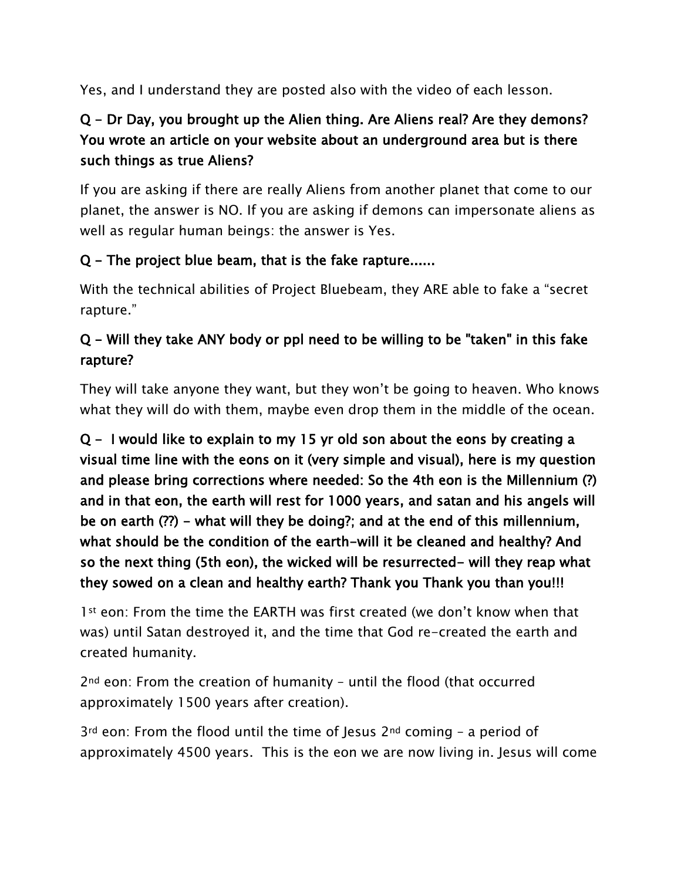Yes, and I understand they are posted also with the video of each lesson.

**Q – Dr Day, you brought up the Alien thing. Are Aliens real? Are they demons? You wrote an article on your website about an underground area but is there such things as true Aliens?**

If you are asking if there are really Aliens from another planet that come to our planet, the answer is NO. If you are asking if demons can impersonate aliens as well as regular human beings: the answer is Yes.

**Q – The project blue beam, that is the fake rapture......**

With the technical abilities of Project Bluebeam, they ARE able to fake a "secret rapture."

**Q – Will they take ANY body or ppl need to be willing to be "taken" in this fake rapture?**

They will take anyone they want, but they won't be going to heaven. Who knows what they will do with them, maybe even drop them in the middle of the ocean.

**Q – I would like to explain to my 15 yr old son about the eons by creating a visual time line with the eons on it (very simple and visual), here is my question and please bring corrections where needed: So the 4th eon is the Millennium (?) and in that eon, the earth will rest for 1000 years, and satan and his angels will be on earth (??) – what will they be doing?; and at the end of this millennium, what should be the condition of the earth-will it be cleaned and healthy? And so the next thing (5th eon), the wicked will be resurrected- will they reap what they sowed on a clean and healthy earth? Thank you Thank you than you!!!**

1st eon: From the time the EARTH was first created (we don't know when that was) until Satan destroyed it, and the time that God re-created the earth and created humanity.

2nd eon: From the creation of humanity – until the flood (that occurred approximately 1500 years after creation).

3rd eon: From the flood until the time of Jesus 2nd coming – a period of approximately 4500 years. This is the eon we are now living in. Jesus will come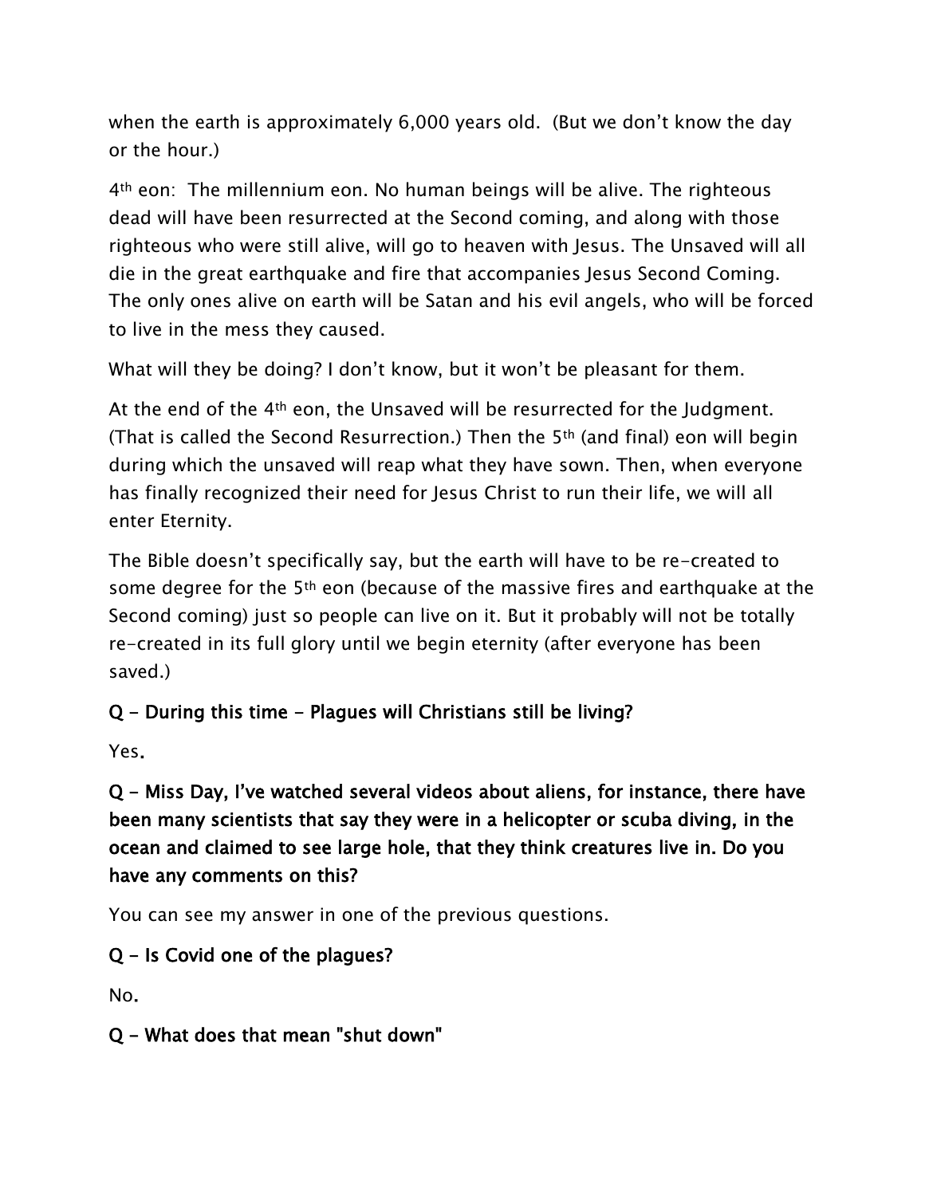when the earth is approximately 6,000 years old. (But we don't know the day or the hour.)

4th eon: The millennium eon. No human beings will be alive. The righteous dead will have been resurrected at the Second coming, and along with those righteous who were still alive, will go to heaven with Jesus. The Unsaved will all die in the great earthquake and fire that accompanies Jesus Second Coming. The only ones alive on earth will be Satan and his evil angels, who will be forced to live in the mess they caused.

What will they be doing? I don't know, but it won't be pleasant for them.

At the end of the 4th eon, the Unsaved will be resurrected for the Judgment. (That is called the Second Resurrection.) Then the 5th (and final) eon will begin during which the unsaved will reap what they have sown. Then, when everyone has finally recognized their need for Jesus Christ to run their life, we will all enter Eternity.

The Bible doesn't specifically say, but the earth will have to be re-created to some degree for the 5th eon (because of the massive fires and earthquake at the Second coming) just so people can live on it. But it probably will not be totally re-created in its full glory until we begin eternity (after everyone has been saved.)

**Q - During this time - Plagues will Christians still be living?**

Yes.

**Q - Miss Day, I've watched several videos about aliens, for instance, there have been many scientists that say they were in a helicopter or scuba diving, in the ocean and claimed to see large hole, that they think creatures live in. Do you have any comments on this?**

You can see my answer in one of the previous questions.

**Q - Is Covid one of the plagues?**

No.

**Q - What does that mean "shut down"**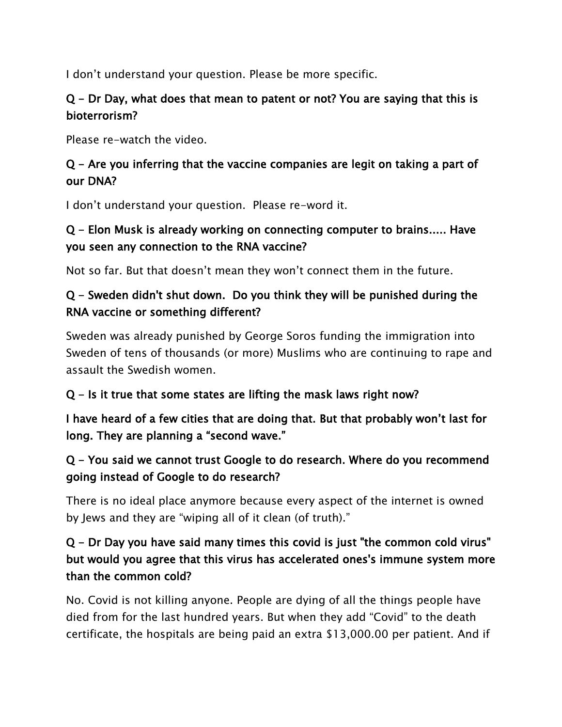I don't understand your question. Please be more specific.

**Q – Dr Day, what does that mean to patent or not? You are saying that this is bioterrorism?**

Please re-watch the video.

**Q – Are you inferring that the vaccine companies are legit on taking a part of our DNA?**

I don't understand your question. Please re-word it.

**Q – Elon Musk is already working on connecting computer to brains..... Have you seen any connection to the RNA vaccine?**

Not so far. But that doesn't mean they won't connect them in the future.

**Q – Sweden didn't shut down. Do you think they will be punished during the RNA vaccine or something different?**

Sweden was already punished by George Soros funding the immigration into Sweden of tens of thousands (or more) Muslims who are continuing to rape and assault the Swedish women.

**Q – Is it true that some states are lifting the mask laws right now?**

**I have heard of a few cities that are doing that. But that probably won't last for long. They are planning a "second wave."**

**Q – You said we cannot trust Google to do research. Where do you recommend going instead of Google to do research?**

There is no ideal place anymore because every aspect of the internet is owned by Jews and they are "wiping all of it clean (of truth)."

**Q – Dr Day you have said many times this covid is just "the common cold virus" but would you agree that this virus has accelerated ones's immune system more than the common cold?**

No. Covid is not killing anyone. People are dying of all the things people have died from for the last hundred years. But when they add "Covid" to the death certificate, the hospitals are being paid an extra $13,000.00 per patient. And if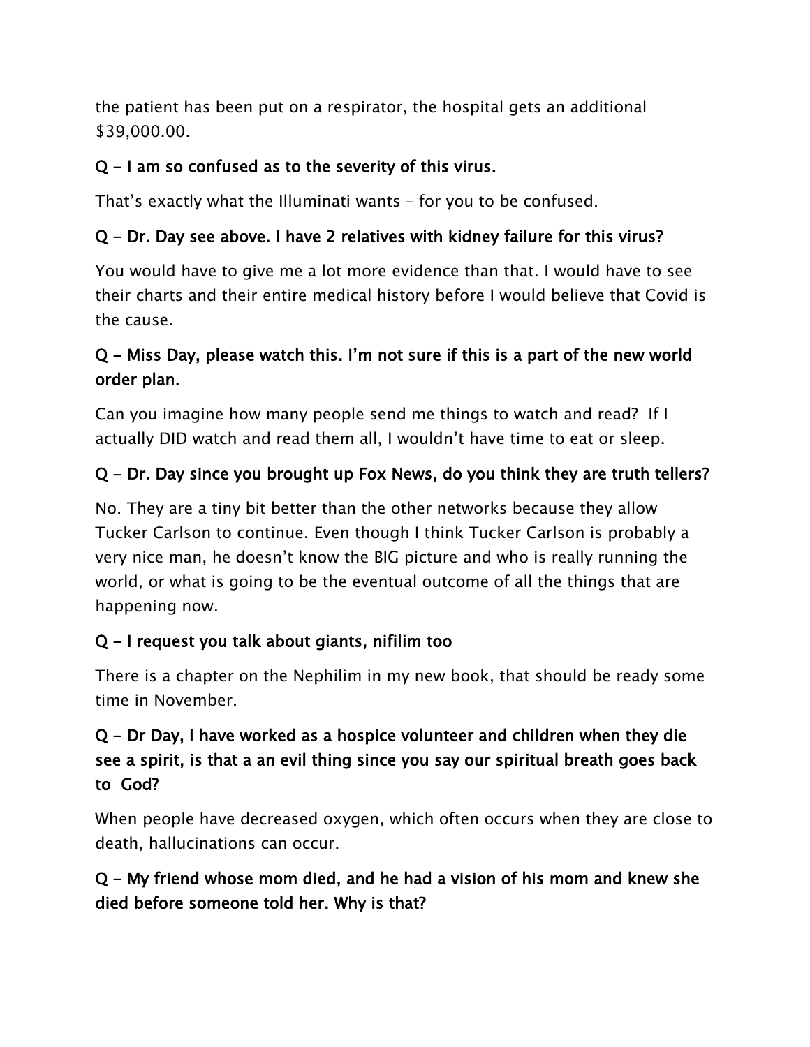the patient has been put on a respirator, the hospital gets an additional $39,000.00.

**Q – I am so confused as to the severity of this virus.**

That's exactly what the Illuminati wants – for you to be confused.

**Q – Dr. Day see above. I have 2 relatives with kidney failure for this virus?**

You would have to give me a lot more evidence than that. I would have to see their charts and their entire medical history before I would believe that Covid is the cause.

**Q – Miss Day, please watch this. I'm not sure if this is a part of the new world order plan.**

Can you imagine how many people send me things to watch and read? If I actually DID watch and read them all, I wouldn't have time to eat or sleep.

**Q – Dr. Day since you brought up Fox News, do you think they are truth tellers?**

No. They are a tiny bit better than the other networks because they allow Tucker Carlson to continue. Even though I think Tucker Carlson is probably a very nice man, he doesn't know the BIG picture and who is really running the world, or what is going to be the eventual outcome of all the things that are happening now.

**Q – I request you talk about giants, nifilim too**

There is a chapter on the Nephilim in my new book, that should be ready some time in November.

**Q – Dr Day, I have worked as a hospice volunteer and children when they die see a spirit, is that a an evil thing since you say our spiritual breath goes back to God?**

When people have decreased oxygen, which often occurs when they are close to death, hallucinations can occur.

**Q – My friend whose mom died, and he had a vision of his mom and knew she died before someone told her. Why is that?**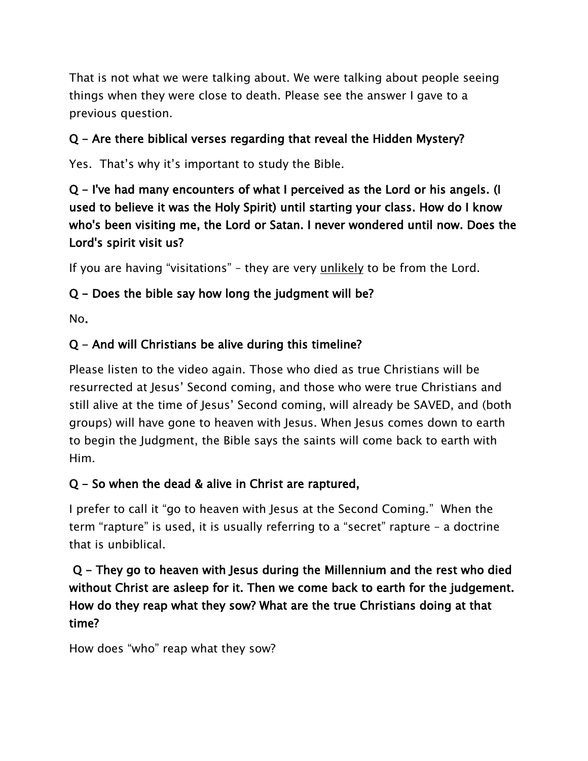That is not what we were talking about. We were talking about people seeing things when they were close to death. Please see the answer I gave to a previous question.

**Q – Are there biblical verses regarding that reveal the Hidden Mystery?**

Yes. That's why it's important to study the Bible.

**Q – I've had many encounters of what I perceived as the Lord or his angels. (I used to believe it was the Holy Spirit) until starting your class. How do I know who's been visiting me, the Lord or Satan. I never wondered until now. Does the Lord's spirit visit us?**

If you are having "visitations" – they are very <u>unlikely</u> to be from the Lord.

**Q – Does the bible say how long the judgment will be?**

No.

**Q – And will Christians be alive during this timeline?**

Please listen to the video again. Those who died as true Christians will be resurrected at Jesus' Second coming, and those who were true Christians and still alive at the time of Jesus' Second coming, will already be SAVED, and (both groups) will have gone to heaven with Jesus. When Jesus comes down to earth to begin the Judgment, the Bible says the saints will come back to earth with Him.

**Q – So when the dead & alive in Christ are raptured,**

I prefer to call it "go to heaven with Jesus at the Second Coming." When the term "rapture" is used, it is usually referring to a "secret" rapture – a doctrine that is unbiblical.

**Q – They go to heaven with Jesus during the Millennium and the rest who died without Christ are asleep for it. Then we come back to earth for the judgement. How do they reap what they sow? What are the true Christians doing at that time?**

How does "who" reap what they sow?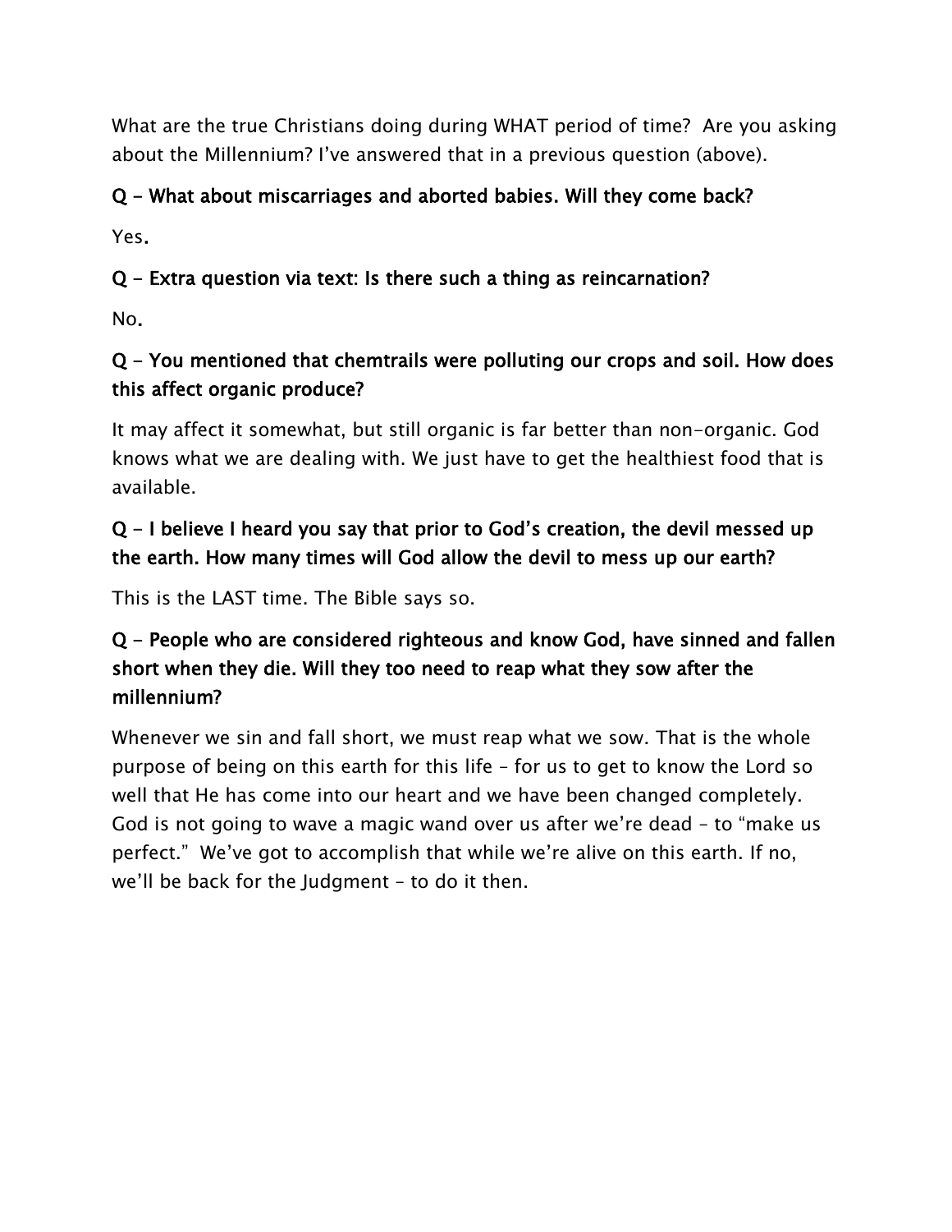What are the true Christians doing during WHAT period of time?  Are you asking about the Millennium? I've answered that in a previous question (above).

**Q – What about miscarriages and aborted babies. Will they come back?**

Yes.

**Q - Extra question via text: Is there such a thing as reincarnation?**

No.

**Q – You mentioned that chemtrails were polluting our crops and soil. How does this affect organic produce?**

It may affect it somewhat, but still organic is far better than non-organic. God knows what we are dealing with. We just have to get the healthiest food that is available.

**Q – I believe I heard you say that prior to God's creation, the devil messed up the earth. How many times will God allow the devil to mess up our earth?**

This is the LAST time. The Bible says so.

**Q – People who are considered righteous and know God, have sinned and fallen short when they die. Will they too need to reap what they sow after the millennium?**

Whenever we sin and fall short, we must reap what we sow. That is the whole purpose of being on this earth for this life – for us to get to know the Lord so well that He has come into our heart and we have been changed completely. God is not going to wave a magic wand over us after we're dead – to "make us perfect."  We've got to accomplish that while we're alive on this earth. If no, we'll be back for the Judgment – to do it then.